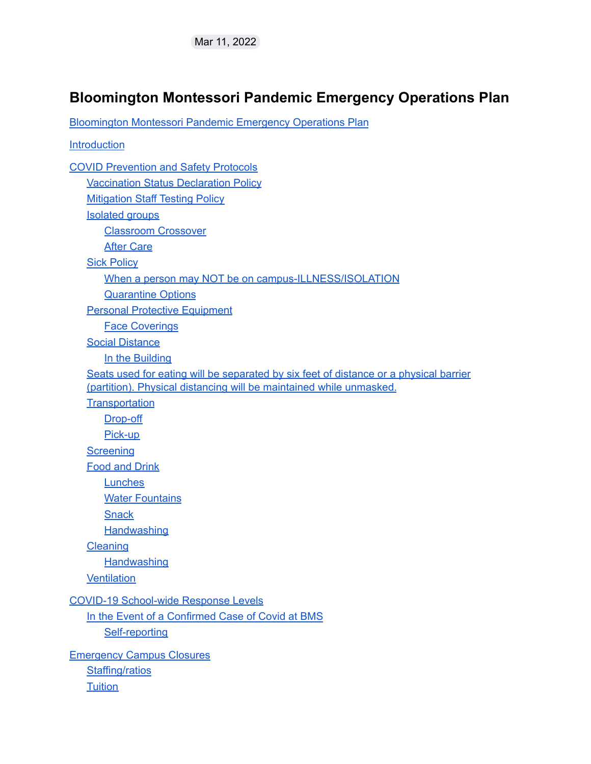Mar 11, 2022

# Bloomington Montessori Pandemic Emergency Operations Plan

- Bloomington Montessori Pandemic Emergency Operations Plan
- Introduction
- COVID Prevention and Safety Protocols
  - Vaccination Status Declaration Policy
  - Mitigation Staff Testing Policy
  - Isolated groups
    - Classroom Crossover
    - After Care
  - Sick Policy
    - When a person may NOT be on campus-ILLNESS/ISOLATION
    - Quarantine Options
  - Personal Protective Equipment
    - Face Coverings
  - Social Distance
    - In the Building
  - Seats used for eating will be separated by six feet of distance or a physical barrier (partition). Physical distancing will be maintained while unmasked.
  - Transportation
    - Drop-off
    - Pick-up
  - Screening
  - Food and Drink
    - Lunches
    - Water Fountains
    - Snack
    - Handwashing
  - Cleaning
    - Handwashing
  - Ventilation
- COVID-19 School-wide Response Levels
  - In the Event of a Confirmed Case of Covid at BMS
    - Self-reporting
- Emergency Campus Closures
  - Staffing/ratios
  - Tuition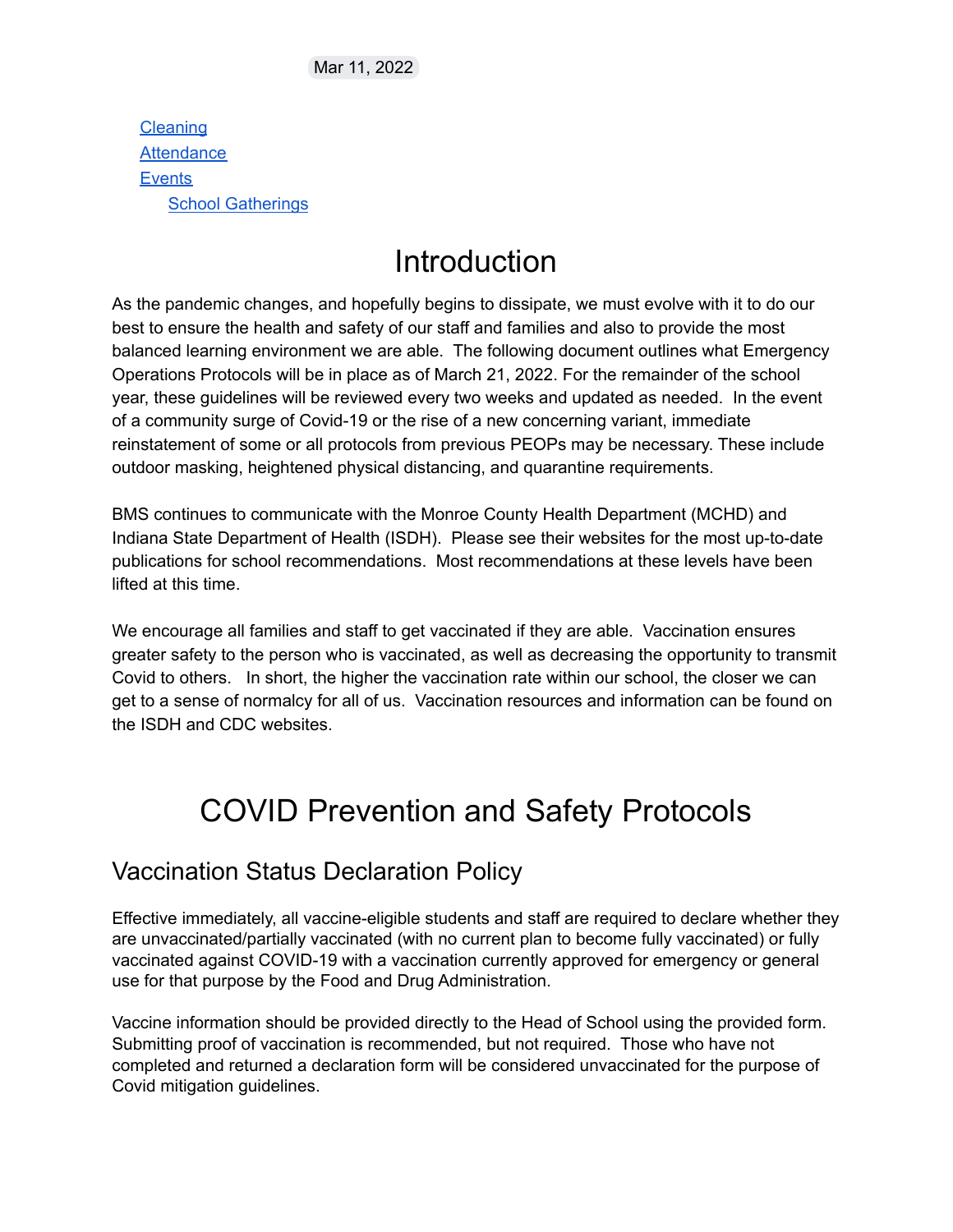Mar 11, 2022

- [Cleaning]
- [Attendance]
- [Events]
  - [School Gatherings]

# Introduction

As the pandemic changes, and hopefully begins to dissipate, we must evolve with it to do our best to ensure the health and safety of our staff and families and also to provide the most balanced learning environment we are able. The following document outlines what Emergency Operations Protocols will be in place as of March 21, 2022. For the remainder of the school year, these guidelines will be reviewed every two weeks and updated as needed. In the event of a community surge of Covid-19 or the rise of a new concerning variant, immediate reinstatement of some or all protocols from previous PEOPs may be necessary. These include outdoor masking, heightened physical distancing, and quarantine requirements.

BMS continues to communicate with the Monroe County Health Department (MCHD) and Indiana State Department of Health (ISDH). Please see their websites for the most up-to-date publications for school recommendations. Most recommendations at these levels have been lifted at this time.

We encourage all families and staff to get vaccinated if they are able. Vaccination ensures greater safety to the person who is vaccinated, as well as decreasing the opportunity to transmit Covid to others. In short, the higher the vaccination rate within our school, the closer we can get to a sense of normalcy for all of us. Vaccination resources and information can be found on the ISDH and CDC websites.

# COVID Prevention and Safety Protocols

## Vaccination Status Declaration Policy

Effective immediately, all vaccine-eligible students and staff are required to declare whether they are unvaccinated/partially vaccinated (with no current plan to become fully vaccinated) or fully vaccinated against COVID-19 with a vaccination currently approved for emergency or general use for that purpose by the Food and Drug Administration.

Vaccine information should be provided directly to the Head of School using the provided form. Submitting proof of vaccination is recommended, but not required. Those who have not completed and returned a declaration form will be considered unvaccinated for the purpose of Covid mitigation guidelines.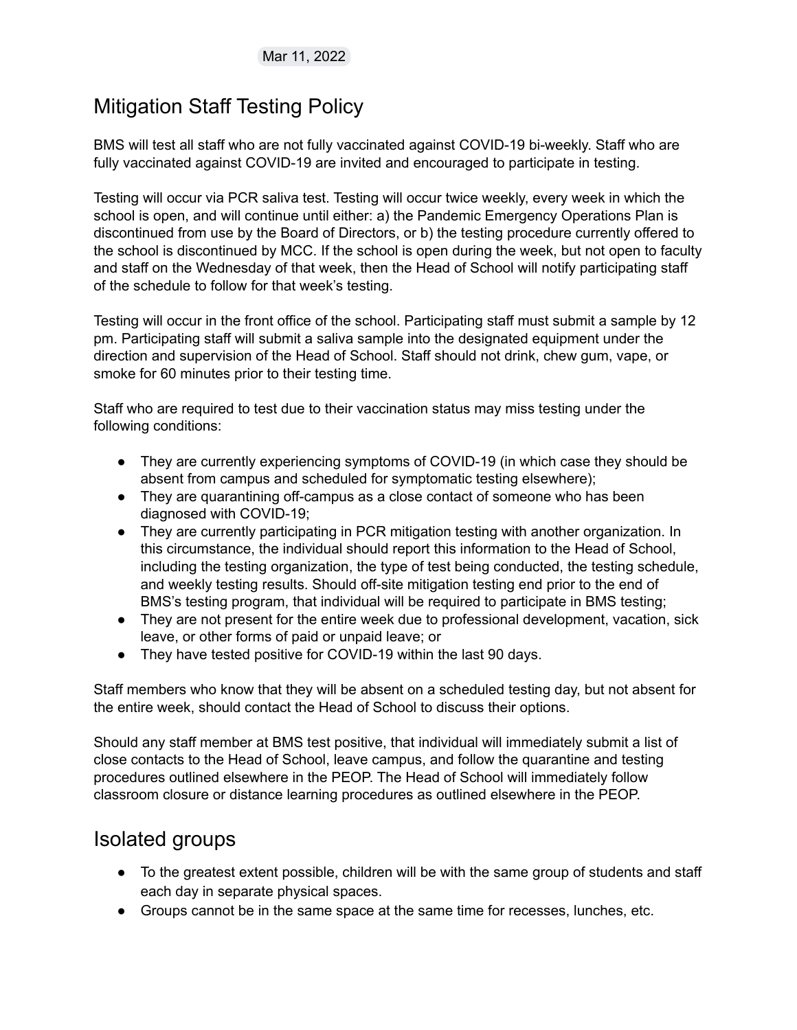Mar 11, 2022

## Mitigation Staff Testing Policy

BMS will test all staff who are not fully vaccinated against COVID-19 bi-weekly. Staff who are fully vaccinated against COVID-19 are invited and encouraged to participate in testing.

Testing will occur via PCR saliva test. Testing will occur twice weekly, every week in which the school is open, and will continue until either: a) the Pandemic Emergency Operations Plan is discontinued from use by the Board of Directors, or b) the testing procedure currently offered to the school is discontinued by MCC. If the school is open during the week, but not open to faculty and staff on the Wednesday of that week, then the Head of School will notify participating staff of the schedule to follow for that week's testing.

Testing will occur in the front office of the school. Participating staff must submit a sample by 12 pm. Participating staff will submit a saliva sample into the designated equipment under the direction and supervision of the Head of School. Staff should not drink, chew gum, vape, or smoke for 60 minutes prior to their testing time.

Staff who are required to test due to their vaccination status may miss testing under the following conditions:

- They are currently experiencing symptoms of COVID-19 (in which case they should be absent from campus and scheduled for symptomatic testing elsewhere);
- They are quarantining off-campus as a close contact of someone who has been diagnosed with COVID-19;
- They are currently participating in PCR mitigation testing with another organization. In this circumstance, the individual should report this information to the Head of School, including the testing organization, the type of test being conducted, the testing schedule, and weekly testing results. Should off-site mitigation testing end prior to the end of BMS's testing program, that individual will be required to participate in BMS testing;
- They are not present for the entire week due to professional development, vacation, sick leave, or other forms of paid or unpaid leave; or
- They have tested positive for COVID-19 within the last 90 days.

Staff members who know that they will be absent on a scheduled testing day, but not absent for the entire week, should contact the Head of School to discuss their options.

Should any staff member at BMS test positive, that individual will immediately submit a list of close contacts to the Head of School, leave campus, and follow the quarantine and testing procedures outlined elsewhere in the PEOP. The Head of School will immediately follow classroom closure or distance learning procedures as outlined elsewhere in the PEOP.

## Isolated groups

- To the greatest extent possible, children will be with the same group of students and staff each day in separate physical spaces.
- Groups cannot be in the same space at the same time for recesses, lunches, etc.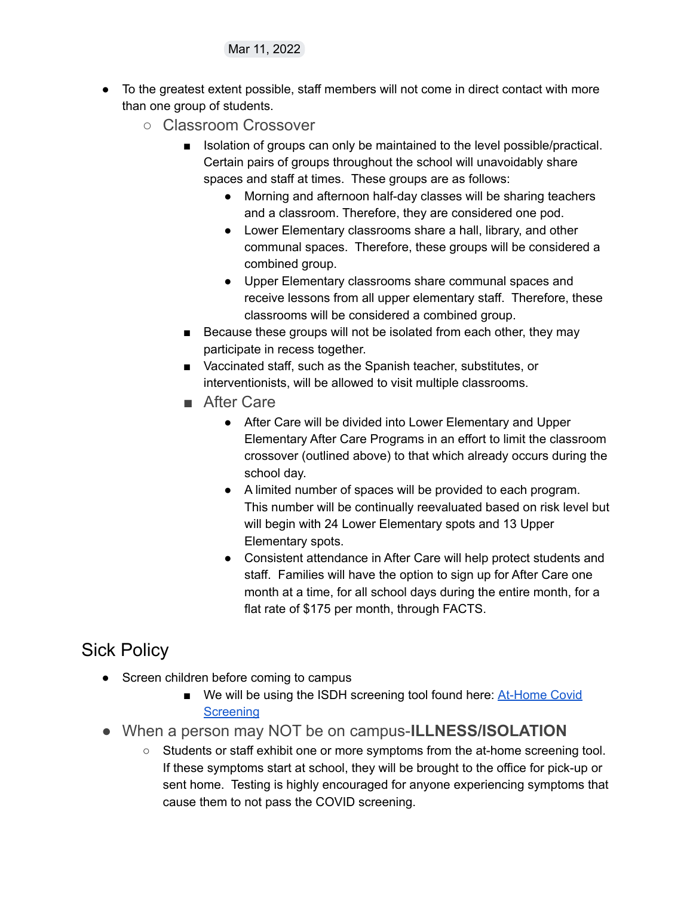Mar 11, 2022

- To the greatest extent possible, staff members will not come in direct contact with more than one group of students.
    - Classroom Crossover
        - Isolation of groups can only be maintained to the level possible/practical. Certain pairs of groups throughout the school will unavoidably share spaces and staff at times. These groups are as follows:
            - Morning and afternoon half-day classes will be sharing teachers and a classroom. Therefore, they are considered one pod.
            - Lower Elementary classrooms share a hall, library, and other communal spaces. Therefore, these groups will be considered a combined group.
            - Upper Elementary classrooms share communal spaces and receive lessons from all upper elementary staff. Therefore, these classrooms will be considered a combined group.
        - Because these groups will not be isolated from each other, they may participate in recess together.
        - Vaccinated staff, such as the Spanish teacher, substitutes, or interventionists, will be allowed to visit multiple classrooms.
        - After Care
            - After Care will be divided into Lower Elementary and Upper Elementary After Care Programs in an effort to limit the classroom crossover (outlined above) to that which already occurs during the school day.
            - A limited number of spaces will be provided to each program. This number will be continually reevaluated based on risk level but will begin with 24 Lower Elementary spots and 13 Upper Elementary spots.
            - Consistent attendance in After Care will help protect students and staff. Families will have the option to sign up for After Care one month at a time, for all school days during the entire month, for a flat rate of $175 per month, through FACTS.

## Sick Policy

- Screen children before coming to campus
    - We will be using the ISDH screening tool found here: [At-Home Covid Screening]
- When a person may NOT be on campus-**ILLNESS/ISOLATION**
    - Students or staff exhibit one or more symptoms from the at-home screening tool. If these symptoms start at school, they will be brought to the office for pick-up or sent home. Testing is highly encouraged for anyone experiencing symptoms that cause them to not pass the COVID screening.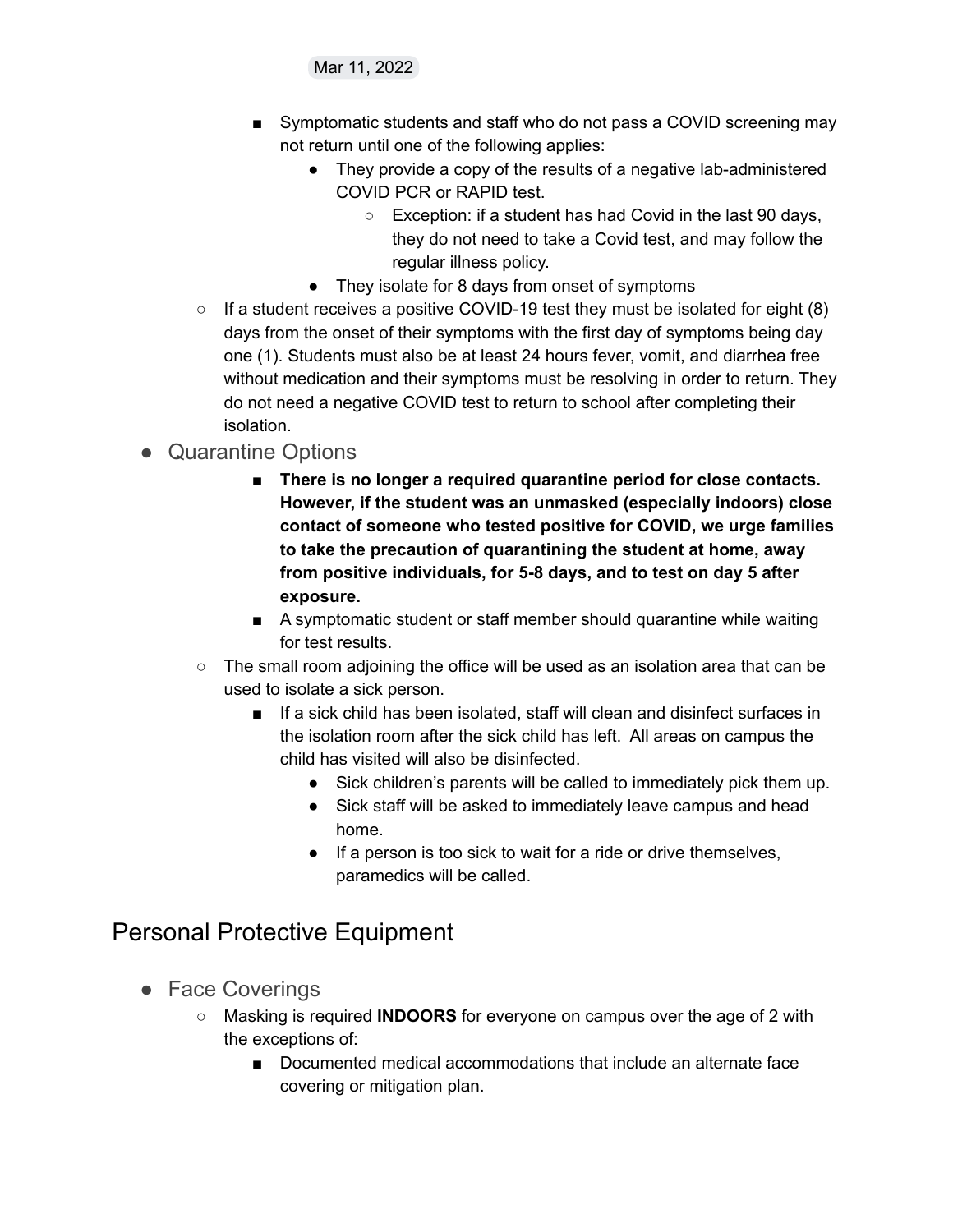Mar 11, 2022

      - Symptomatic students and staff who do not pass a COVID screening may not return until one of the following applies:
        - They provide a copy of the results of a negative lab-administered COVID PCR or RAPID test.
          - Exception: if a student has had Covid in the last 90 days, they do not need to take a Covid test, and may follow the regular illness policy.
        - They isolate for 8 days from onset of symptoms
  - If a student receives a positive COVID-19 test they must be isolated for eight (8) days from the onset of their symptoms with the first day of symptoms being day one (1). Students must also be at least 24 hours fever, vomit, and diarrhea free without medication and their symptoms must be resolving in order to return. They do not need a negative COVID test to return to school after completing their isolation.
- Quarantine Options
      - **There is no longer a required quarantine period for close contacts. However, if the student was an unmasked (especially indoors) close contact of someone who tested positive for COVID, we urge families to take the precaution of quarantining the student at home, away from positive individuals, for 5-8 days, and to test on day 5 after exposure.**
      - A symptomatic student or staff member should quarantine while waiting for test results.
  - The small room adjoining the office will be used as an isolation area that can be used to isolate a sick person.
      - If a sick child has been isolated, staff will clean and disinfect surfaces in the isolation room after the sick child has left. All areas on campus the child has visited will also be disinfected.
        - Sick children's parents will be called to immediately pick them up.
        - Sick staff will be asked to immediately leave campus and head home.
        - If a person is too sick to wait for a ride or drive themselves, paramedics will be called.

## Personal Protective Equipment

- Face Coverings
  - Masking is required **INDOORS** for everyone on campus over the age of 2 with the exceptions of:
      - Documented medical accommodations that include an alternate face covering or mitigation plan.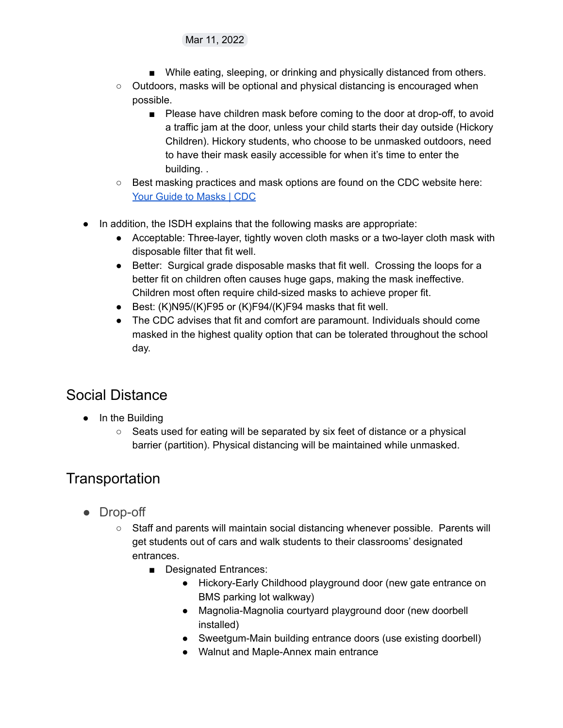Mar 11, 2022

        - While eating, sleeping, or drinking and physically distanced from others.
    - Outdoors, masks will be optional and physical distancing is encouraged when possible.
        - Please have children mask before coming to the door at drop-off, to avoid a traffic jam at the door, unless your child starts their day outside (Hickory Children). Hickory students, who choose to be unmasked outdoors, need to have their mask easily accessible for when it's time to enter the building. .
    - Best masking practices and mask options are found on the CDC website here: [Your Guide to Masks | CDC]

- In addition, the ISDH explains that the following masks are appropriate:
    - Acceptable: Three-layer, tightly woven cloth masks or a two-layer cloth mask with disposable filter that fit well.
    - Better: Surgical grade disposable masks that fit well. Crossing the loops for a better fit on children often causes huge gaps, making the mask ineffective. Children most often require child-sized masks to achieve proper fit.
    - Best: (K)N95/(K)F95 or (K)F94/(K)F94 masks that fit well.
    - The CDC advises that fit and comfort are paramount. Individuals should come masked in the highest quality option that can be tolerated throughout the school day.

## Social Distance

- In the Building
    - Seats used for eating will be separated by six feet of distance or a physical barrier (partition). Physical distancing will be maintained while unmasked.

## Transportation

- Drop-off
    - Staff and parents will maintain social distancing whenever possible. Parents will get students out of cars and walk students to their classrooms' designated entrances.
        - Designated Entrances:
            - Hickory-Early Childhood playground door (new gate entrance on BMS parking lot walkway)
            - Magnolia-Magnolia courtyard playground door (new doorbell installed)
            - Sweetgum-Main building entrance doors (use existing doorbell)
            - Walnut and Maple-Annex main entrance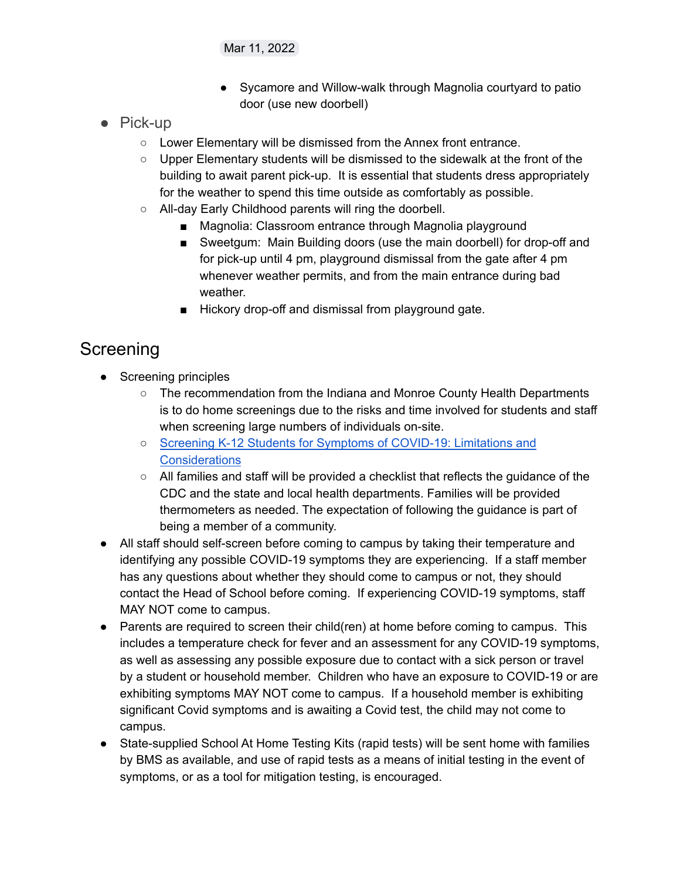Mar 11, 2022

        - Sycamore and Willow-walk through Magnolia courtyard to patio door (use new doorbell)

- Pick-up
    - Lower Elementary will be dismissed from the Annex front entrance.
    - Upper Elementary students will be dismissed to the sidewalk at the front of the building to await parent pick-up. It is essential that students dress appropriately for the weather to spend this time outside as comfortably as possible.
    - All-day Early Childhood parents will ring the doorbell.
        - Magnolia: Classroom entrance through Magnolia playground
        - Sweetgum: Main Building doors (use the main doorbell) for drop-off and for pick-up until 4 pm, playground dismissal from the gate after 4 pm whenever weather permits, and from the main entrance during bad weather.
        - Hickory drop-off and dismissal from playground gate.

## Screening

- Screening principles
    - The recommendation from the Indiana and Monroe County Health Departments is to do home screenings due to the risks and time involved for students and staff when screening large numbers of individuals on-site.
    - Screening K-12 Students for Symptoms of COVID-19: Limitations and Considerations
    - All families and staff will be provided a checklist that reflects the guidance of the CDC and the state and local health departments. Families will be provided thermometers as needed. The expectation of following the guidance is part of being a member of a community.
- All staff should self-screen before coming to campus by taking their temperature and identifying any possible COVID-19 symptoms they are experiencing. If a staff member has any questions about whether they should come to campus or not, they should contact the Head of School before coming. If experiencing COVID-19 symptoms, staff MAY NOT come to campus.
- Parents are required to screen their child(ren) at home before coming to campus. This includes a temperature check for fever and an assessment for any COVID-19 symptoms, as well as assessing any possible exposure due to contact with a sick person or travel by a student or household member. Children who have an exposure to COVID-19 or are exhibiting symptoms MAY NOT come to campus. If a household member is exhibiting significant Covid symptoms and is awaiting a Covid test, the child may not come to campus.
- State-supplied School At Home Testing Kits (rapid tests) will be sent home with families by BMS as available, and use of rapid tests as a means of initial testing in the event of symptoms, or as a tool for mitigation testing, is encouraged.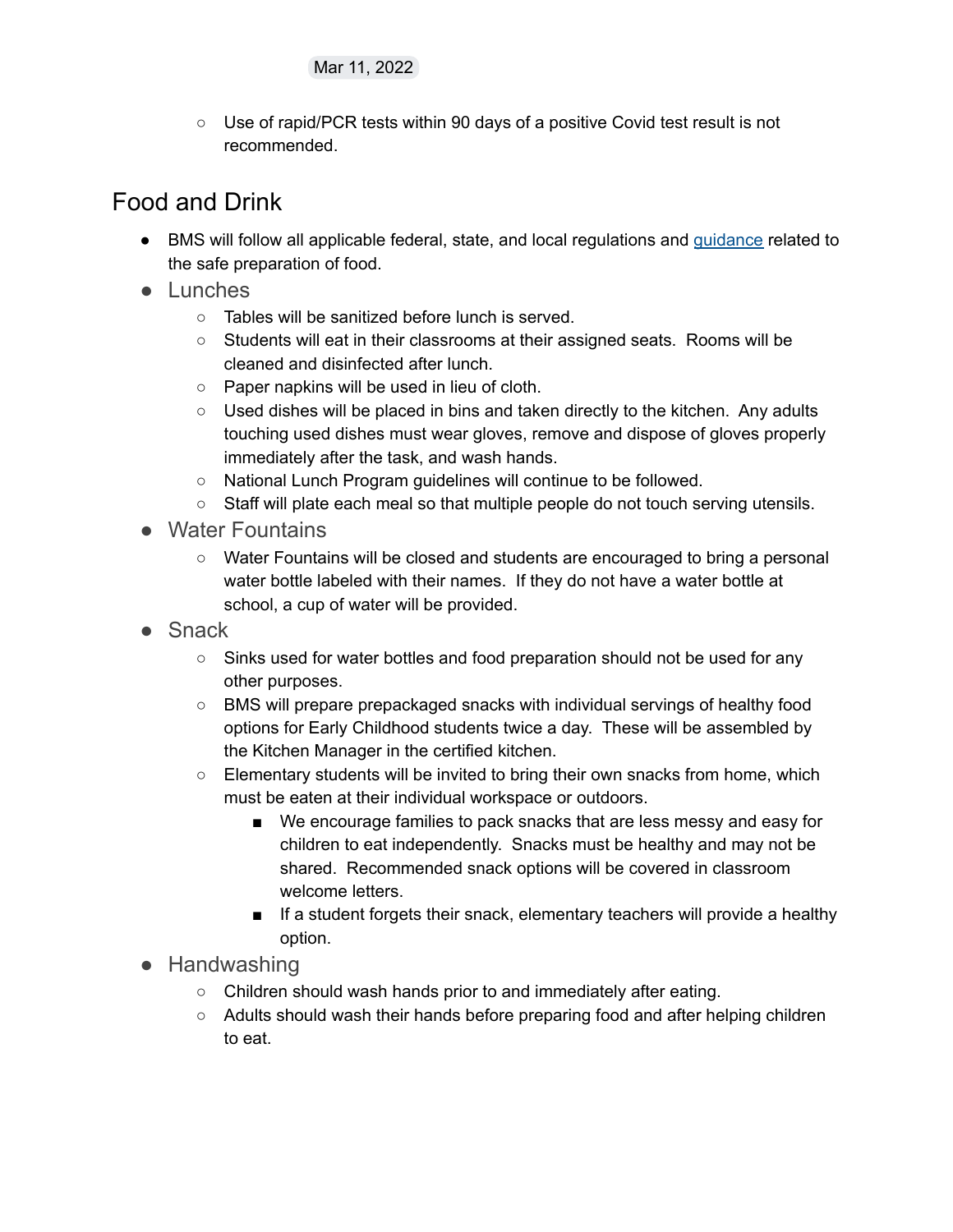Mar 11, 2022

- Use of rapid/PCR tests within 90 days of a positive Covid test result is not recommended.

## Food and Drink

- BMS will follow all applicable federal, state, and local regulations and [guidance](guidance) related to the safe preparation of food.
- ### Lunches
  - Tables will be sanitized before lunch is served.
  - Students will eat in their classrooms at their assigned seats. Rooms will be cleaned and disinfected after lunch.
  - Paper napkins will be used in lieu of cloth.
  - Used dishes will be placed in bins and taken directly to the kitchen. Any adults touching used dishes must wear gloves, remove and dispose of gloves properly immediately after the task, and wash hands.
  - National Lunch Program guidelines will continue to be followed.
  - Staff will plate each meal so that multiple people do not touch serving utensils.
- ### Water Fountains
  - Water Fountains will be closed and students are encouraged to bring a personal water bottle labeled with their names. If they do not have a water bottle at school, a cup of water will be provided.
- ### Snack
  - Sinks used for water bottles and food preparation should not be used for any other purposes.
  - BMS will prepare prepackaged snacks with individual servings of healthy food options for Early Childhood students twice a day. These will be assembled by the Kitchen Manager in the certified kitchen.
  - Elementary students will be invited to bring their own snacks from home, which must be eaten at their individual workspace or outdoors.
    - We encourage families to pack snacks that are less messy and easy for children to eat independently. Snacks must be healthy and may not be shared. Recommended snack options will be covered in classroom welcome letters.
    - If a student forgets their snack, elementary teachers will provide a healthy option.
- ### Handwashing
  - Children should wash hands prior to and immediately after eating.
  - Adults should wash their hands before preparing food and after helping children to eat.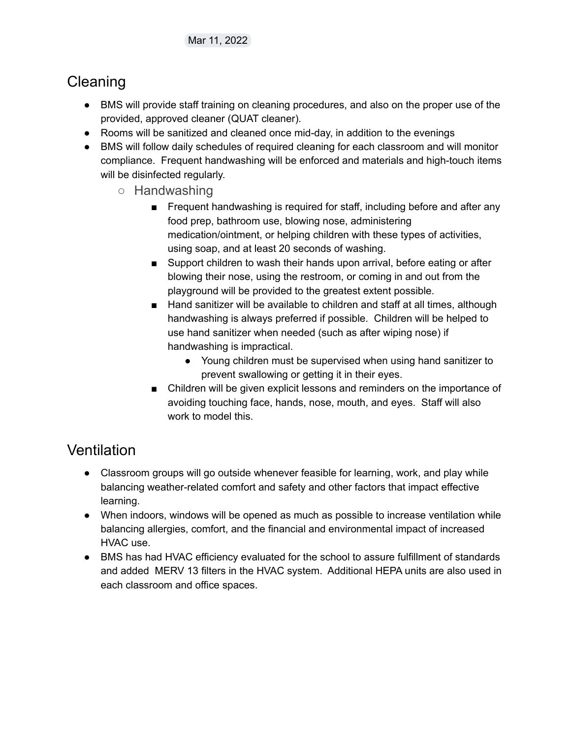Mar 11, 2022

## Cleaning

- BMS will provide staff training on cleaning procedures, and also on the proper use of the provided, approved cleaner (QUAT cleaner).
- Rooms will be sanitized and cleaned once mid-day, in addition to the evenings
- BMS will follow daily schedules of required cleaning for each classroom and will monitor compliance. Frequent handwashing will be enforced and materials and high-touch items will be disinfected regularly.
    - Handwashing
        - Frequent handwashing is required for staff, including before and after any food prep, bathroom use, blowing nose, administering medication/ointment, or helping children with these types of activities, using soap, and at least 20 seconds of washing.
        - Support children to wash their hands upon arrival, before eating or after blowing their nose, using the restroom, or coming in and out from the playground will be provided to the greatest extent possible.
        - Hand sanitizer will be available to children and staff at all times, although handwashing is always preferred if possible. Children will be helped to use hand sanitizer when needed (such as after wiping nose) if handwashing is impractical.
            - Young children must be supervised when using hand sanitizer to prevent swallowing or getting it in their eyes.
        - Children will be given explicit lessons and reminders on the importance of avoiding touching face, hands, nose, mouth, and eyes. Staff will also work to model this.

## Ventilation

- Classroom groups will go outside whenever feasible for learning, work, and play while balancing weather-related comfort and safety and other factors that impact effective learning.
- When indoors, windows will be opened as much as possible to increase ventilation while balancing allergies, comfort, and the financial and environmental impact of increased HVAC use.
- BMS has had HVAC efficiency evaluated for the school to assure fulfillment of standards and added MERV 13 filters in the HVAC system. Additional HEPA units are also used in each classroom and office spaces.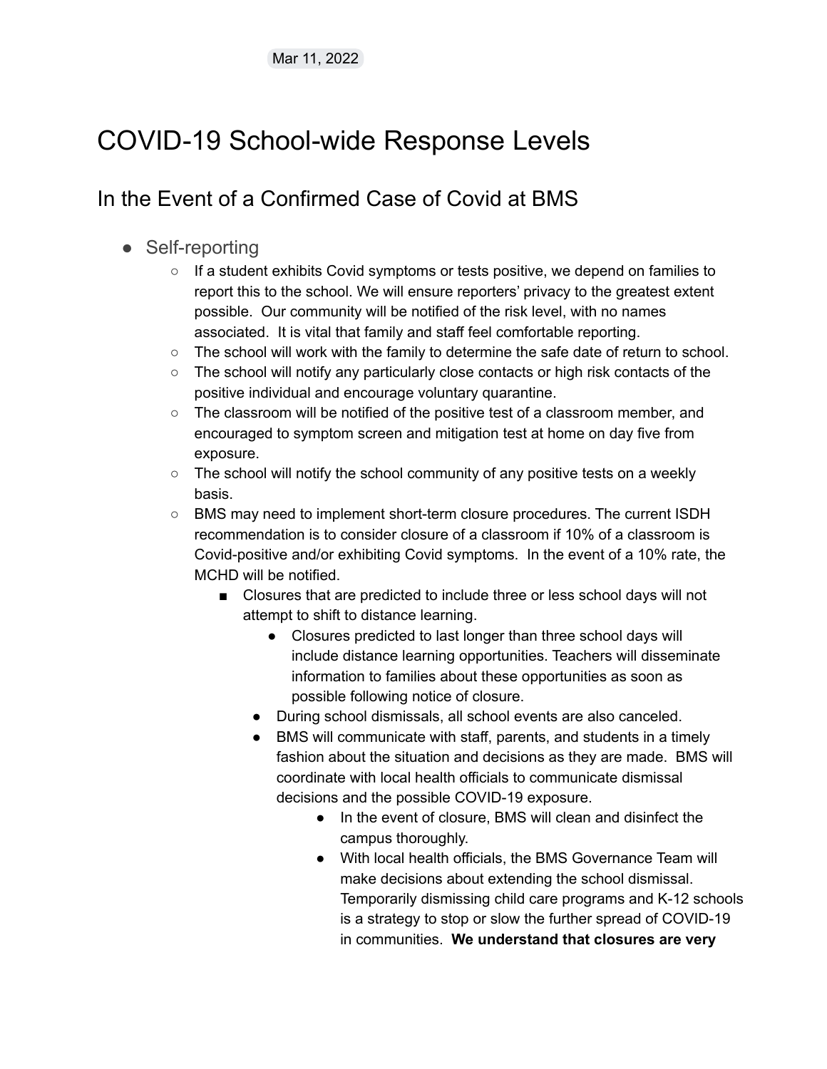Mar 11, 2022

# COVID-19 School-wide Response Levels

## In the Event of a Confirmed Case of Covid at BMS

- Self-reporting
    - If a student exhibits Covid symptoms or tests positive, we depend on families to report this to the school. We will ensure reporters' privacy to the greatest extent possible. Our community will be notified of the risk level, with no names associated. It is vital that family and staff feel comfortable reporting.
    - The school will work with the family to determine the safe date of return to school.
    - The school will notify any particularly close contacts or high risk contacts of the positive individual and encourage voluntary quarantine.
    - The classroom will be notified of the positive test of a classroom member, and encouraged to symptom screen and mitigation test at home on day five from exposure.
    - The school will notify the school community of any positive tests on a weekly basis.
    - BMS may need to implement short-term closure procedures. The current ISDH recommendation is to consider closure of a classroom if 10% of a classroom is Covid-positive and/or exhibiting Covid symptoms. In the event of a 10% rate, the MCHD will be notified.
        - Closures that are predicted to include three or less school days will not attempt to shift to distance learning.
            - Closures predicted to last longer than three school days will include distance learning opportunities. Teachers will disseminate information to families about these opportunities as soon as possible following notice of closure.
        - During school dismissals, all school events are also canceled.
        - BMS will communicate with staff, parents, and students in a timely fashion about the situation and decisions as they are made. BMS will coordinate with local health officials to communicate dismissal decisions and the possible COVID-19 exposure.
            - In the event of closure, BMS will clean and disinfect the campus thoroughly.
            - With local health officials, the BMS Governance Team will make decisions about extending the school dismissal. Temporarily dismissing child care programs and K-12 schools is a strategy to stop or slow the further spread of COVID-19 in communities. **We understand that closures are very**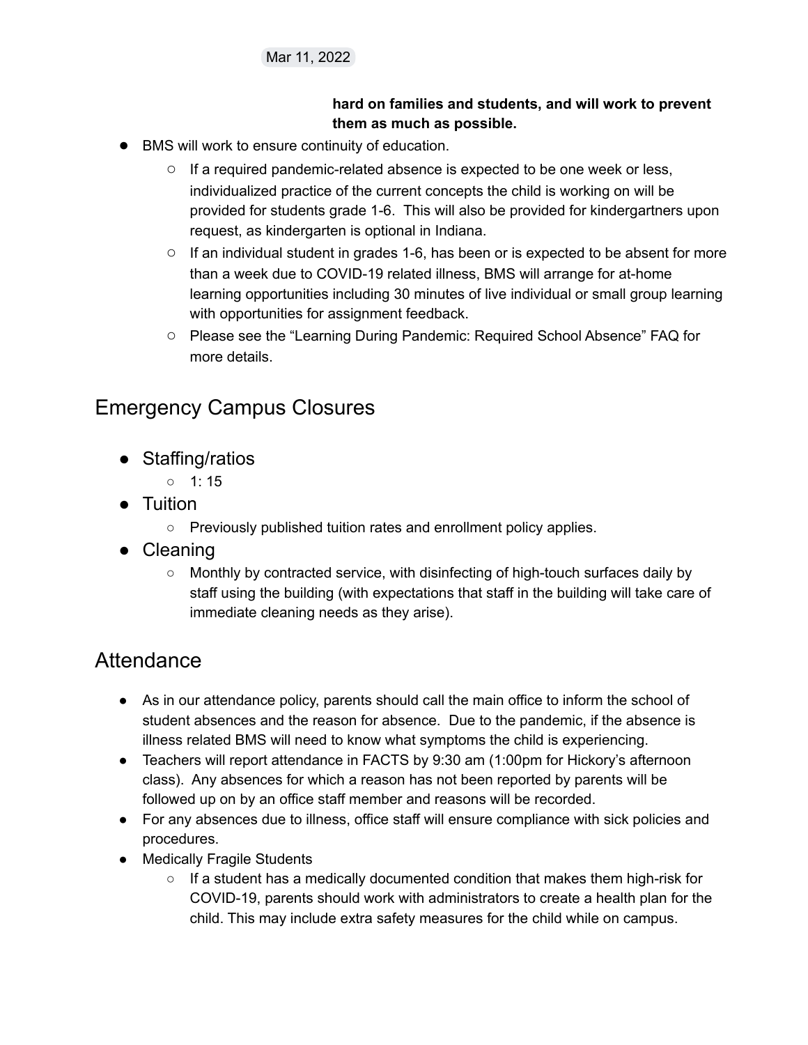Mar 11, 2022

**hard on families and students, and will work to prevent them as much as possible.**

- BMS will work to ensure continuity of education.
  - If a required pandemic-related absence is expected to be one week or less, individualized practice of the current concepts the child is working on will be provided for students grade 1-6. This will also be provided for kindergartners upon request, as kindergarten is optional in Indiana.
  - If an individual student in grades 1-6, has been or is expected to be absent for more than a week due to COVID-19 related illness, BMS will arrange for at-home learning opportunities including 30 minutes of live individual or small group learning with opportunities for assignment feedback.
  - Please see the "Learning During Pandemic: Required School Absence" FAQ for more details.

## Emergency Campus Closures

- Staffing/ratios
  - 1: 15
- Tuition
  - Previously published tuition rates and enrollment policy applies.
- Cleaning
  - Monthly by contracted service, with disinfecting of high-touch surfaces daily by staff using the building (with expectations that staff in the building will take care of immediate cleaning needs as they arise).

## Attendance

- As in our attendance policy, parents should call the main office to inform the school of student absences and the reason for absence. Due to the pandemic, if the absence is illness related BMS will need to know what symptoms the child is experiencing.
- Teachers will report attendance in FACTS by 9:30 am (1:00pm for Hickory's afternoon class). Any absences for which a reason has not been reported by parents will be followed up on by an office staff member and reasons will be recorded.
- For any absences due to illness, office staff will ensure compliance with sick policies and procedures.
- Medically Fragile Students
  - If a student has a medically documented condition that makes them high-risk for COVID-19, parents should work with administrators to create a health plan for the child. This may include extra safety measures for the child while on campus.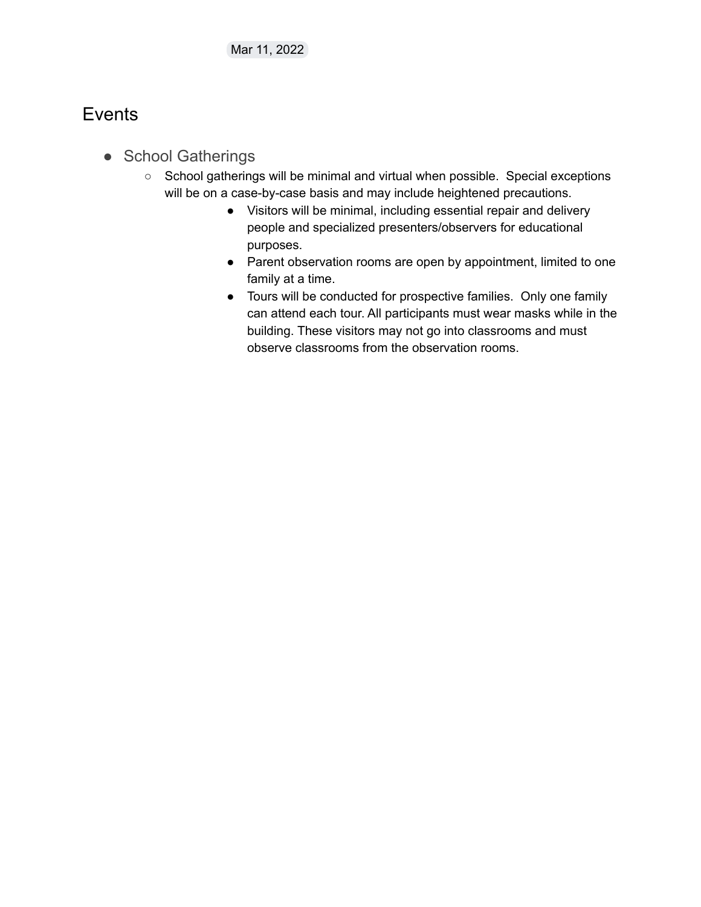Mar 11, 2022

# Events

- School Gatherings
  - School gatherings will be minimal and virtual when possible.  Special exceptions will be on a case-by-case basis and may include heightened precautions.
    - Visitors will be minimal, including essential repair and delivery people and specialized presenters/observers for educational purposes.
    - Parent observation rooms are open by appointment, limited to one family at a time.
    - Tours will be conducted for prospective families.  Only one family can attend each tour. All participants must wear masks while in the building. These visitors may not go into classrooms and must observe classrooms from the observation rooms.